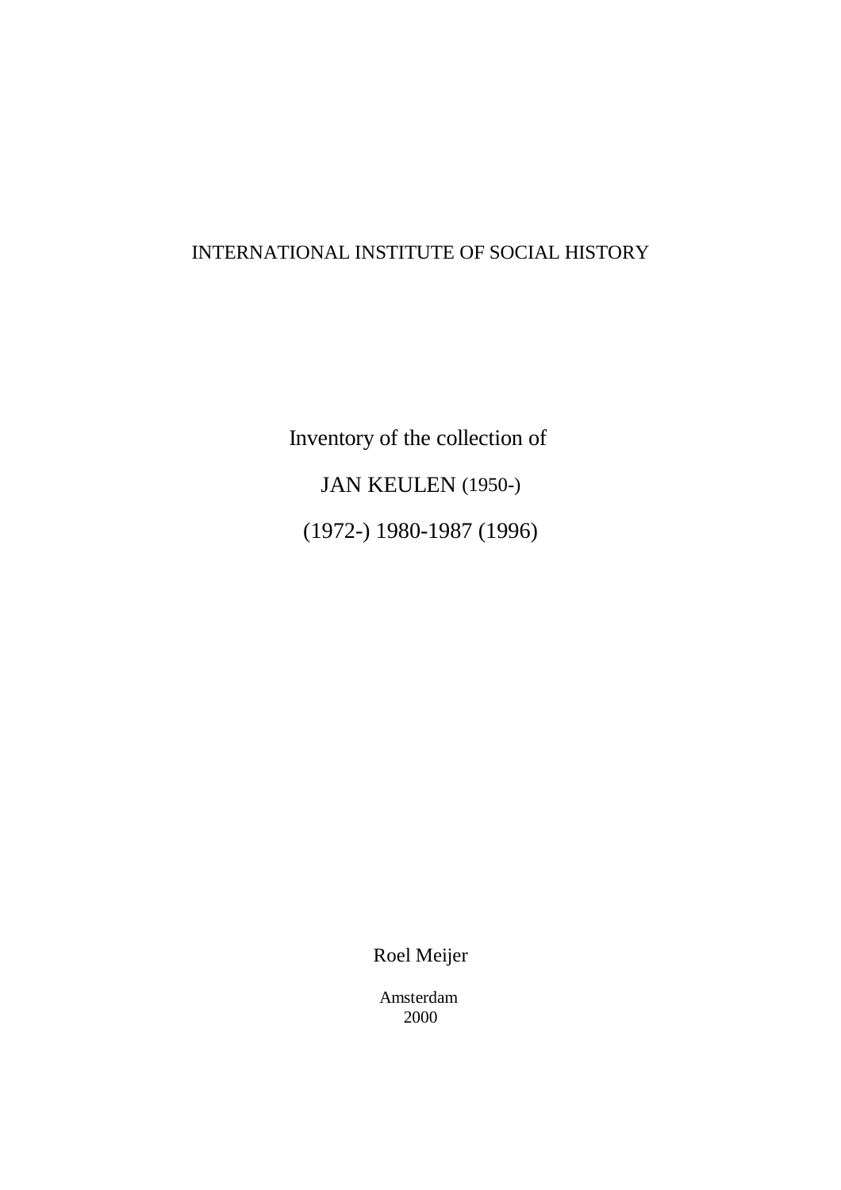INTERNATIONAL INSTITUTE OF SOCIAL HISTORY

# Inventory of the collection of

# JAN KEULEN (1950-)

# (1972-) 1980-1987 (1996)

Roel Meijer

Amsterdam
2000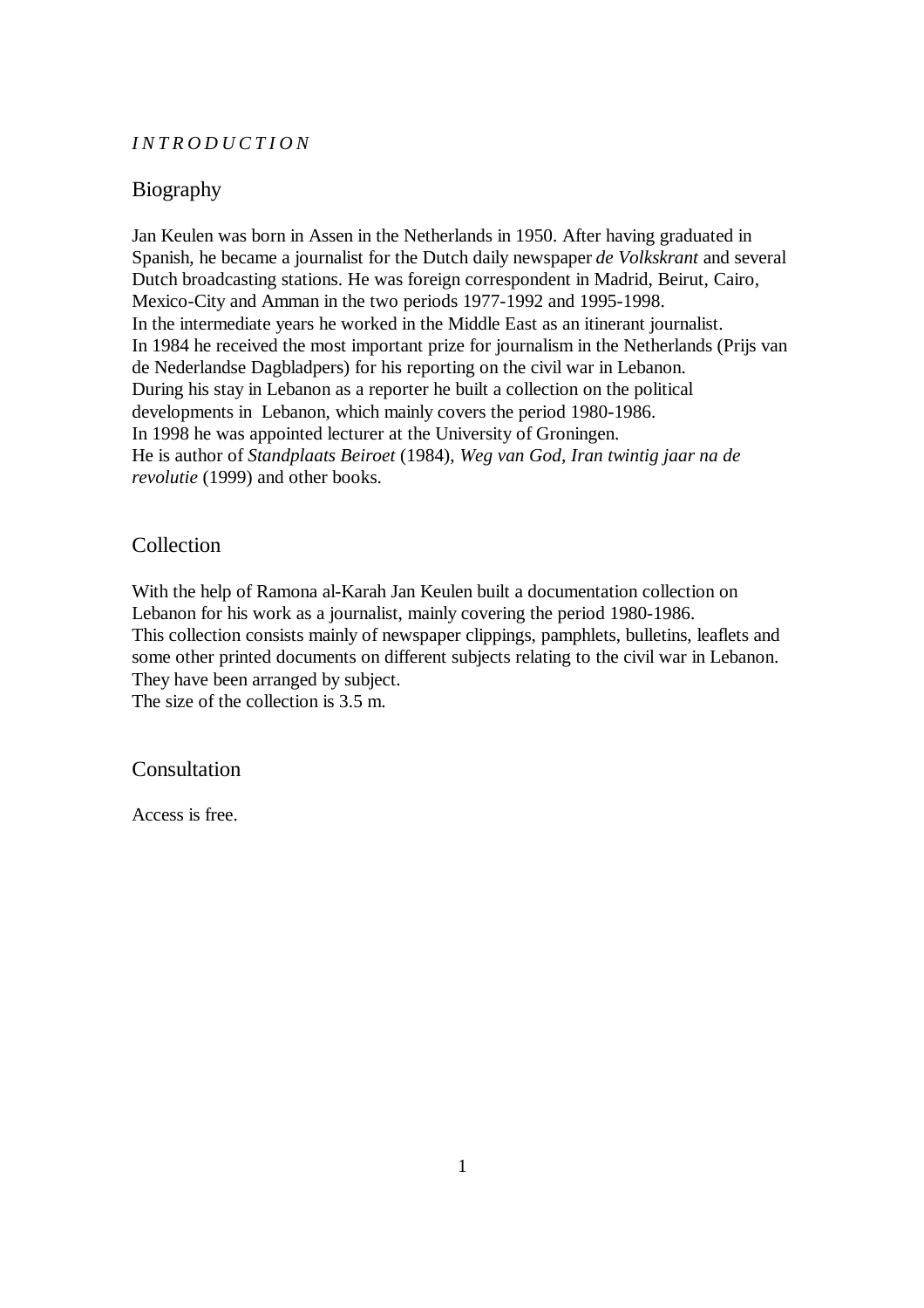*I N T R O D U C T I O N*

## Biography

Jan Keulen was born in Assen in the Netherlands in 1950. After having graduated in Spanish, he became a journalist for the Dutch daily newspaper *de Volkskrant* and several Dutch broadcasting stations. He was foreign correspondent in Madrid, Beirut, Cairo, Mexico-City and Amman in the two periods 1977-1992 and 1995-1998.
In the intermediate years he worked in the Middle East as an itinerant journalist.
In 1984 he received the most important prize for journalism in the Netherlands (Prijs van de Nederlandse Dagbladpers) for his reporting on the civil war in Lebanon.
During his stay in Lebanon as a reporter he built a collection on the political developments in Lebanon, which mainly covers the period 1980-1986.
In 1998 he was appointed lecturer at the University of Groningen.
He is author of *Standplaats Beiroet* (1984), *Weg van God, Iran twintig jaar na de revolutie* (1999) and other books.

## Collection

With the help of Ramona al-Karah Jan Keulen built a documentation collection on Lebanon for his work as a journalist, mainly covering the period 1980-1986.
This collection consists mainly of newspaper clippings, pamphlets, bulletins, leaflets and some other printed documents on different subjects relating to the civil war in Lebanon.
They have been arranged by subject.
The size of the collection is 3.5 m.

## Consultation

Access is free.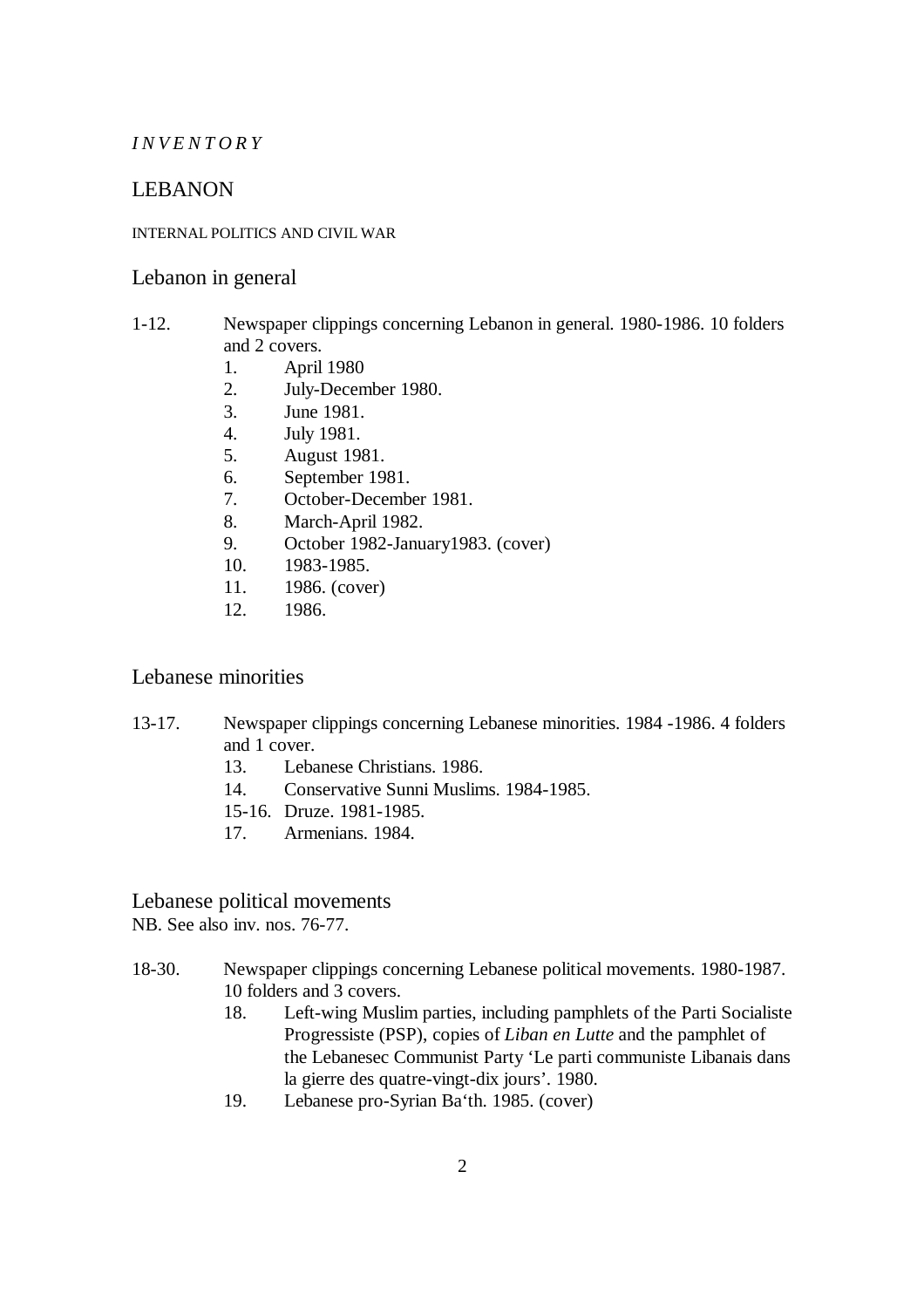*I N V E N T O R Y*

# LEBANON

INTERNAL POLITICS AND CIVIL WAR

## Lebanon in general

1-12. Newspaper clippings concerning Lebanon in general. 1980-1986. 10 folders and 2 covers.

- 1. April 1980
- 2. July-December 1980.
- 3. June 1981.
- 4. July 1981.
- 5. August 1981.
- 6. September 1981.
- 7. October-December 1981.
- 8. March-April 1982.
- 9. October 1982-January1983. (cover)
- 10. 1983-1985.
- 11. 1986. (cover)
- 12. 1986.

## Lebanese minorities

13-17. Newspaper clippings concerning Lebanese minorities. 1984 -1986. 4 folders and 1 cover.

- 13. Lebanese Christians. 1986.
- 14. Conservative Sunni Muslims. 1984-1985.
- 15-16. Druze. 1981-1985.
- 17. Armenians. 1984.

## Lebanese political movements

NB. See also inv. nos. 76-77.

18-30. Newspaper clippings concerning Lebanese political movements. 1980-1987. 10 folders and 3 covers.

- 18. Left-wing Muslim parties, including pamphlets of the Parti Socialiste Progressiste (PSP), copies of *Liban en Lutte* and the pamphlet of the Lebanesec Communist Party 'Le parti communiste Libanais dans la gierre des quatre-vingt-dix jours'. 1980.
- 19. Lebanese pro-Syrian Ba'th. 1985. (cover)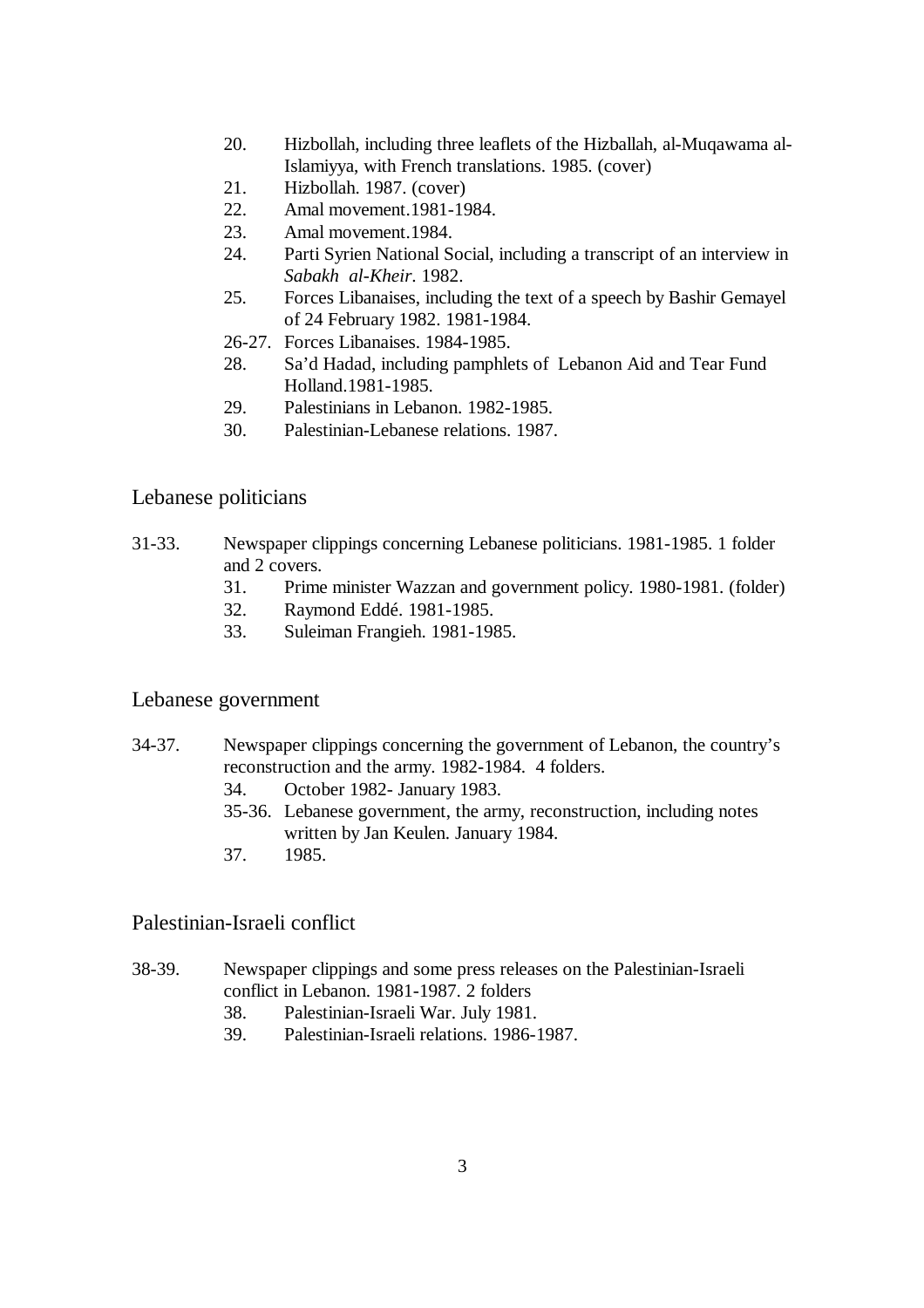20. Hizbollah, including three leaflets of the Hizballah, al-Muqawama al-Islamiyya, with French translations. 1985. (cover)
21. Hizbollah. 1987. (cover)
22. Amal movement.1981-1984.
23. Amal movement.1984.
24. Parti Syrien National Social, including a transcript of an interview in *Sabakh al-Kheir*. 1982.
25. Forces Libanaises, including the text of a speech by Bashir Gemayel of 24 February 1982. 1981-1984.
26-27. Forces Libanaises. 1984-1985.
28. Sa'd Hadad, including pamphlets of Lebanon Aid and Tear Fund Holland.1981-1985.
29. Palestinians in Lebanon. 1982-1985.
30. Palestinian-Lebanese relations. 1987.

## Lebanese politicians

31-33. Newspaper clippings concerning Lebanese politicians. 1981-1985. 1 folder and 2 covers.
- 31. Prime minister Wazzan and government policy. 1980-1981. (folder)
- 32. Raymond Eddé. 1981-1985.
- 33. Suleiman Frangieh. 1981-1985.

## Lebanese government

34-37. Newspaper clippings concerning the government of Lebanon, the country's reconstruction and the army. 1982-1984. 4 folders.
- 34. October 1982- January 1983.
- 35-36. Lebanese government, the army, reconstruction, including notes written by Jan Keulen. January 1984.
- 37. 1985.

## Palestinian-Israeli conflict

38-39. Newspaper clippings and some press releases on the Palestinian-Israeli conflict in Lebanon. 1981-1987. 2 folders
- 38. Palestinian-Israeli War. July 1981.
- 39. Palestinian-Israeli relations. 1986-1987.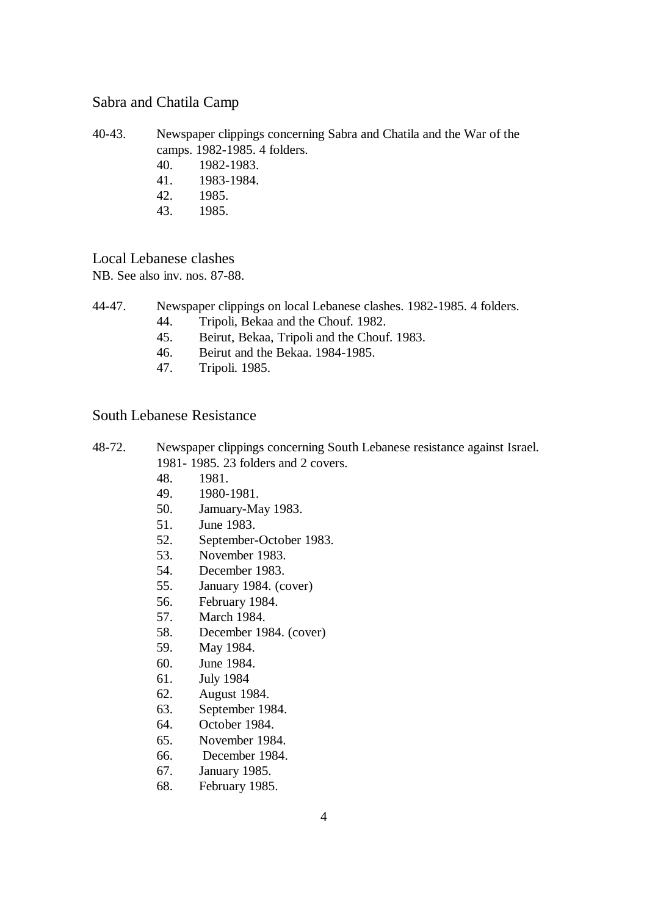## Sabra and Chatila Camp

40-43. Newspaper clippings concerning Sabra and Chatila and the War of the camps. 1982-1985. 4 folders.

- 40. 1982-1983.
- 41. 1983-1984.
- 42. 1985.
- 43. 1985.

## Local Lebanese clashes

NB. See also inv. nos. 87-88.

44-47. Newspaper clippings on local Lebanese clashes. 1982-1985. 4 folders.

- 44. Tripoli, Bekaa and the Chouf. 1982.
- 45. Beirut, Bekaa, Tripoli and the Chouf. 1983.
- 46. Beirut and the Bekaa. 1984-1985.
- 47. Tripoli. 1985.

## South Lebanese Resistance

48-72. Newspaper clippings concerning South Lebanese resistance against Israel. 1981- 1985. 23 folders and 2 covers.

- 48. 1981.
- 49. 1980-1981.
- 50. Jamuary-May 1983.
- 51. June 1983.
- 52. September-October 1983.
- 53. November 1983.
- 54. December 1983.
- 55. January 1984. (cover)
- 56. February 1984.
- 57. March 1984.
- 58. December 1984. (cover)
- 59. May 1984.
- 60. June 1984.
- 61. July 1984
- 62. August 1984.
- 63. September 1984.
- 64. October 1984.
- 65. November 1984.
- 66. December 1984.
- 67. January 1985.
- 68. February 1985.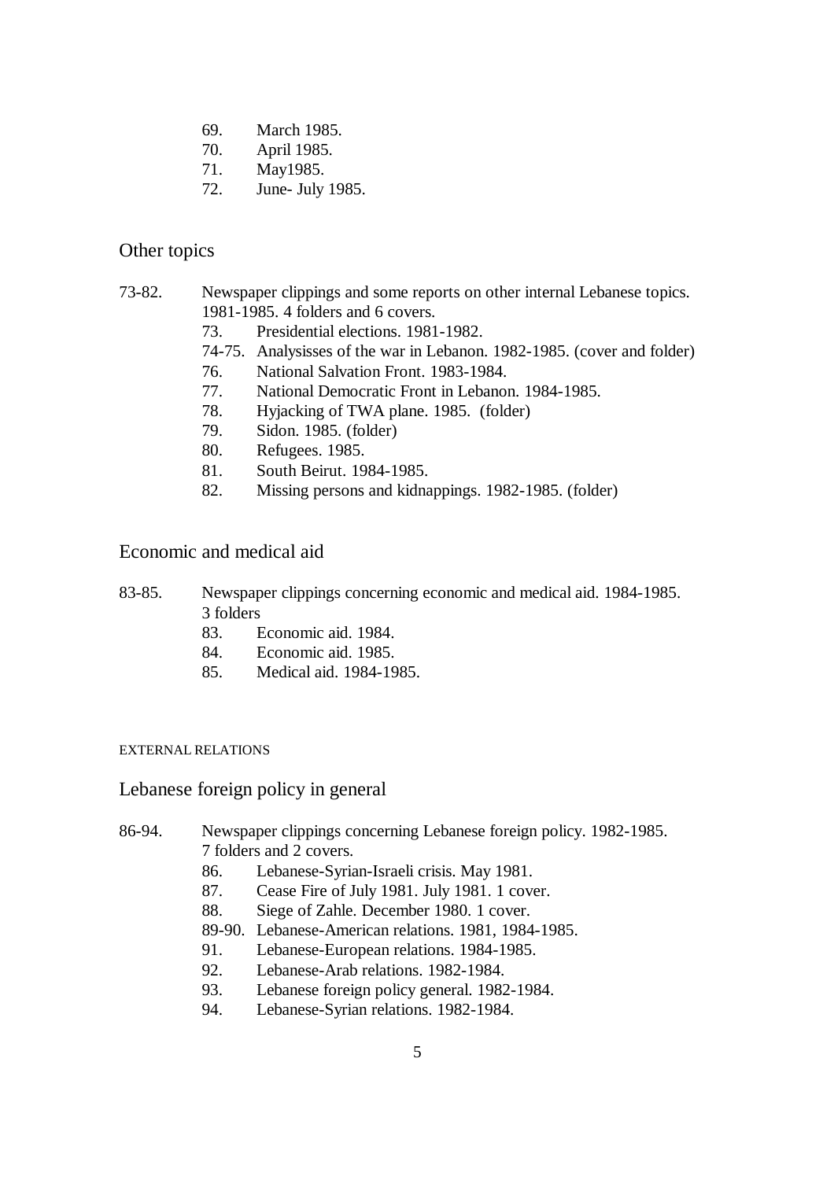69. March 1985.
70. April 1985.
71. May1985.
72. June- July 1985.

## Other topics

73-82. Newspaper clippings and some reports on other internal Lebanese topics. 1981-1985. 4 folders and 6 covers.

- 73. Presidential elections. 1981-1982.
- 74-75. Analysisses of the war in Lebanon. 1982-1985. (cover and folder)
- 76. National Salvation Front. 1983-1984.
- 77. National Democratic Front in Lebanon. 1984-1985.
- 78. Hyjacking of TWA plane. 1985. (folder)
- 79. Sidon. 1985. (folder)
- 80. Refugees. 1985.
- 81. South Beirut. 1984-1985.
- 82. Missing persons and kidnappings. 1982-1985. (folder)

## Economic and medical aid

83-85. Newspaper clippings concerning economic and medical aid. 1984-1985. 3 folders

- 83. Economic aid. 1984.
- 84. Economic aid. 1985.
- 85. Medical aid. 1984-1985.

EXTERNAL RELATIONS

## Lebanese foreign policy in general

86-94. Newspaper clippings concerning Lebanese foreign policy. 1982-1985. 7 folders and 2 covers.

- 86. Lebanese-Syrian-Israeli crisis. May 1981.
- 87. Cease Fire of July 1981. July 1981. 1 cover.
- 88. Siege of Zahle. December 1980. 1 cover.
- 89-90. Lebanese-American relations. 1981, 1984-1985.
- 91. Lebanese-European relations. 1984-1985.
- 92. Lebanese-Arab relations. 1982-1984.
- 93. Lebanese foreign policy general. 1982-1984.
- 94. Lebanese-Syrian relations. 1982-1984.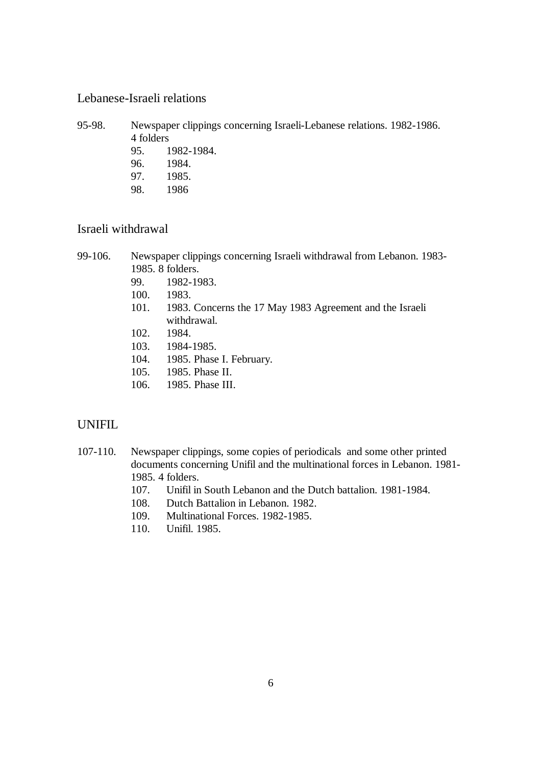## Lebanese-Israeli relations

95-98. Newspaper clippings concerning Israeli-Lebanese relations. 1982-1986. 4 folders

- 95. 1982-1984.
- 96. 1984.
- 97. 1985.
- 98. 1986

## Israeli withdrawal

99-106. Newspaper clippings concerning Israeli withdrawal from Lebanon. 1983-1985. 8 folders.

- 99. 1982-1983.
- 100. 1983.
- 101. 1983. Concerns the 17 May 1983 Agreement and the Israeli withdrawal.
- 102. 1984.
- 103. 1984-1985.
- 104. 1985. Phase I. February.
- 105. 1985. Phase II.
- 106. 1985. Phase III.

## UNIFIL

107-110. Newspaper clippings, some copies of periodicals and some other printed documents concerning Unifil and the multinational forces in Lebanon. 1981-1985. 4 folders.

- 107. Unifil in South Lebanon and the Dutch battalion. 1981-1984.
- 108. Dutch Battalion in Lebanon. 1982.
- 109. Multinational Forces. 1982-1985.
- 110. Unifil. 1985.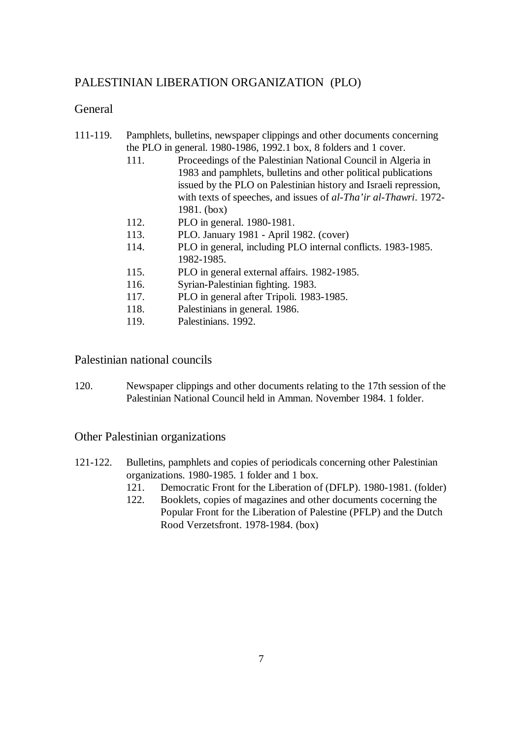# PALESTINIAN LIBERATION ORGANIZATION (PLO)

## General

111-119. Pamphlets, bulletins, newspaper clippings and other documents concerning the PLO in general. 1980-1986, 1992.1 box, 8 folders and 1 cover.

- 111. Proceedings of the Palestinian National Council in Algeria in 1983 and pamphlets, bulletins and other political publications issued by the PLO on Palestinian history and Israeli repression, with texts of speeches, and issues of *al-Tha'ir al-Thawri*. 1972-1981. (box)
- 112. PLO in general. 1980-1981.
- 113. PLO. January 1981 - April 1982. (cover)
- 114. PLO in general, including PLO internal conflicts. 1983-1985. 1982-1985.
- 115. PLO in general external affairs. 1982-1985.
- 116. Syrian-Palestinian fighting. 1983.
- 117. PLO in general after Tripoli. 1983-1985.
- 118. Palestinians in general. 1986.
- 119. Palestinians. 1992.

## Palestinian national councils

120. Newspaper clippings and other documents relating to the 17th session of the Palestinian National Council held in Amman. November 1984. 1 folder.

## Other Palestinian organizations

121-122. Bulletins, pamphlets and copies of periodicals concerning other Palestinian organizations. 1980-1985. 1 folder and 1 box.

- 121. Democratic Front for the Liberation of (DFLP). 1980-1981. (folder)
- 122. Booklets, copies of magazines and other documents cocerning the Popular Front for the Liberation of Palestine (PFLP) and the Dutch Rood Verzetsfront. 1978-1984. (box)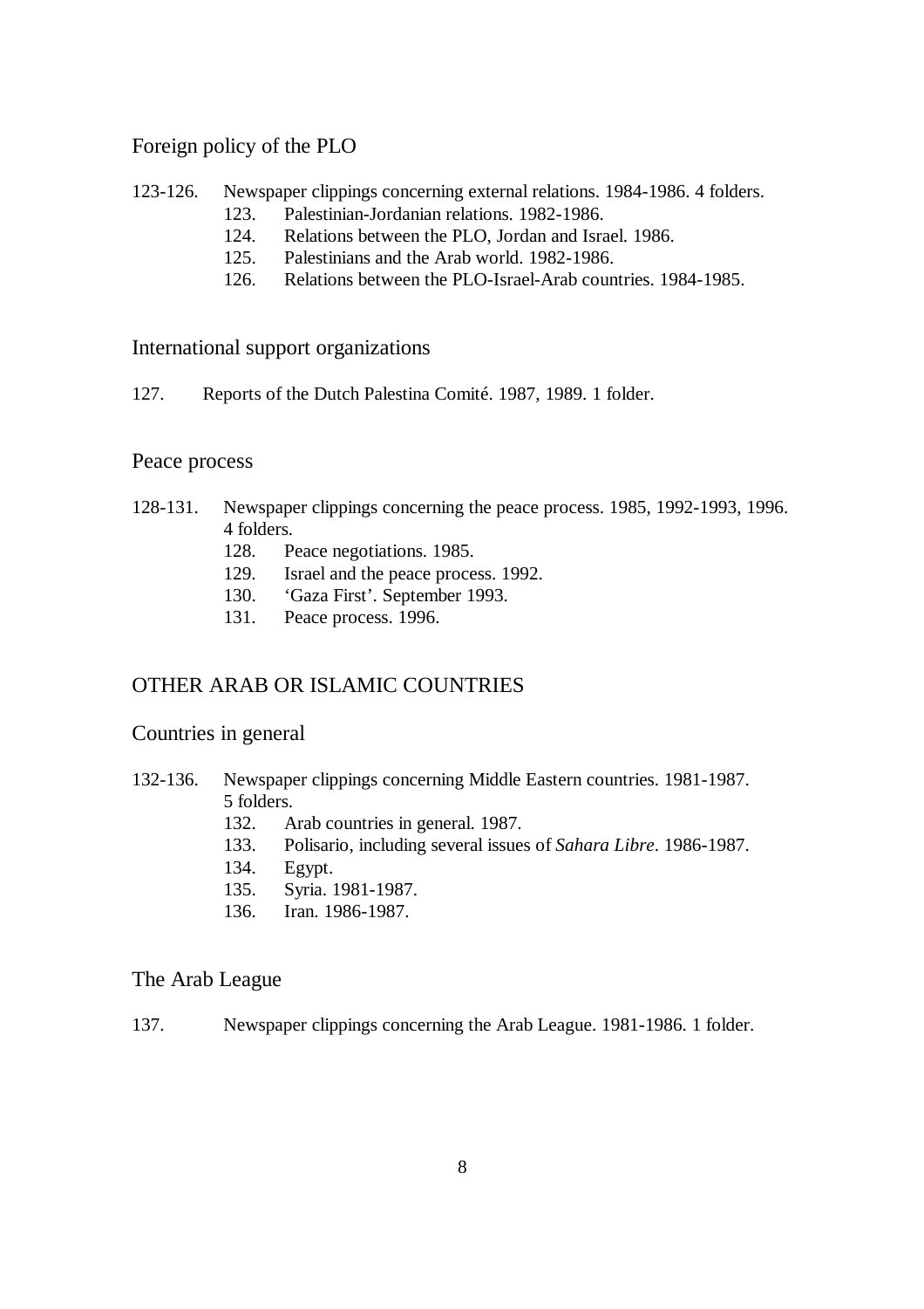### Foreign policy of the PLO

123-126. Newspaper clippings concerning external relations. 1984-1986. 4 folders.
- 123. Palestinian-Jordanian relations. 1982-1986.
- 124. Relations between the PLO, Jordan and Israel. 1986.
- 125. Palestinians and the Arab world. 1982-1986.
- 126. Relations between the PLO-Israel-Arab countries. 1984-1985.

### International support organizations

127. Reports of the Dutch Palestina Comité. 1987, 1989. 1 folder.

### Peace process

128-131. Newspaper clippings concerning the peace process. 1985, 1992-1993, 1996. 4 folders.
- 128. Peace negotiations. 1985.
- 129. Israel and the peace process. 1992.
- 130. 'Gaza First'. September 1993.
- 131. Peace process. 1996.

## OTHER ARAB OR ISLAMIC COUNTRIES

### Countries in general

132-136. Newspaper clippings concerning Middle Eastern countries. 1981-1987. 5 folders.
- 132. Arab countries in general. 1987.
- 133. Polisario, including several issues of *Sahara Libre*. 1986-1987.
- 134. Egypt.
- 135. Syria. 1981-1987.
- 136. Iran. 1986-1987.

### The Arab League

137. Newspaper clippings concerning the Arab League. 1981-1986. 1 folder.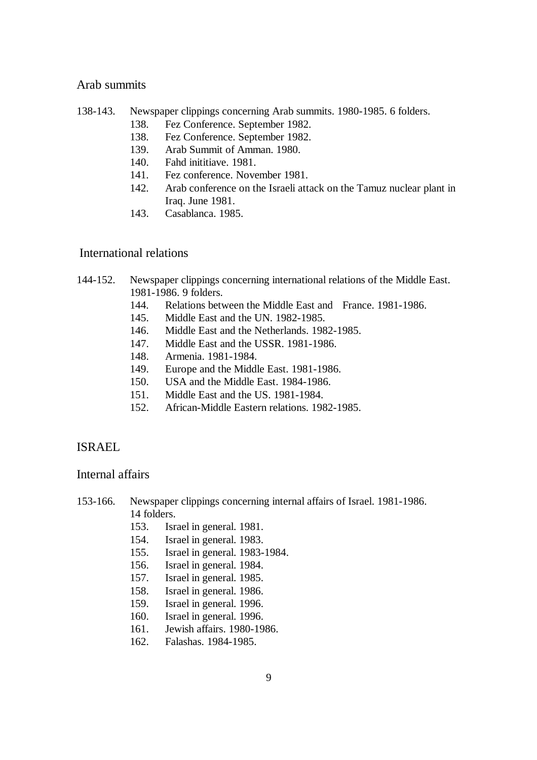## Arab summits

138-143. Newspaper clippings concerning Arab summits. 1980-1985. 6 folders.

- 138. Fez Conference. September 1982.
- 138. Fez Conference. September 1982.
- 139. Arab Summit of Amman. 1980.
- 140. Fahd inititiave. 1981.
- 141. Fez conference. November 1981.
- 142. Arab conference on the Israeli attack on the Tamuz nuclear plant in Iraq. June 1981.
- 143. Casablanca. 1985.

## International relations

144-152. Newspaper clippings concerning international relations of the Middle East. 1981-1986. 9 folders.

- 144. Relations between the Middle East and France. 1981-1986.
- 145. Middle East and the UN. 1982-1985.
- 146. Middle East and the Netherlands. 1982-1985.
- 147. Middle East and the USSR. 1981-1986.
- 148. Armenia. 1981-1984.
- 149. Europe and the Middle East. 1981-1986.
- 150. USA and the Middle East. 1984-1986.
- 151. Middle East and the US. 1981-1984.
- 152. African-Middle Eastern relations. 1982-1985.

# ISRAEL

## Internal affairs

153-166. Newspaper clippings concerning internal affairs of Israel. 1981-1986. 14 folders.

- 153. Israel in general. 1981.
- 154. Israel in general. 1983.
- 155. Israel in general. 1983-1984.
- 156. Israel in general. 1984.
- 157. Israel in general. 1985.
- 158. Israel in general. 1986.
- 159. Israel in general. 1996.
- 160. Israel in general. 1996.
- 161. Jewish affairs. 1980-1986.
- 162. Falashas. 1984-1985.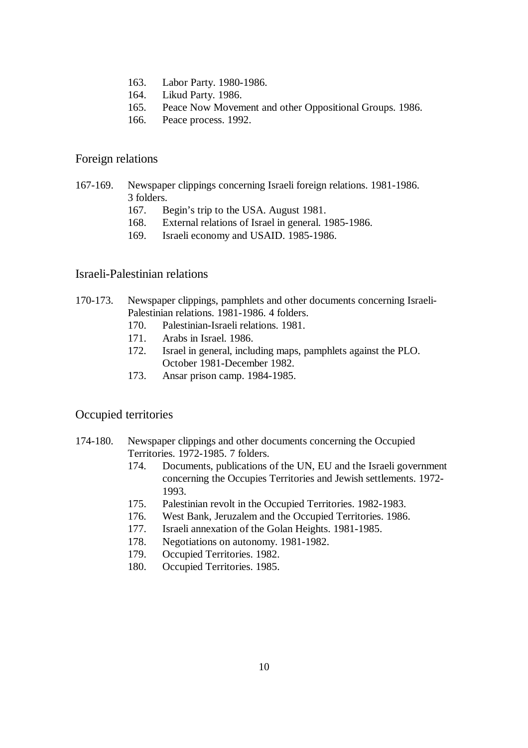163. Labor Party. 1980-1986.
164. Likud Party. 1986.
165. Peace Now Movement and other Oppositional Groups. 1986.
166. Peace process. 1992.

## Foreign relations

167-169. Newspaper clippings concerning Israeli foreign relations. 1981-1986. 3 folders.

- 167. Begin's trip to the USA. August 1981.
- 168. External relations of Israel in general. 1985-1986.
- 169. Israeli economy and USAID. 1985-1986.

## Israeli-Palestinian relations

170-173. Newspaper clippings, pamphlets and other documents concerning Israeli-Palestinian relations. 1981-1986. 4 folders.

- 170. Palestinian-Israeli relations. 1981.
- 171. Arabs in Israel. 1986.
- 172. Israel in general, including maps, pamphlets against the PLO. October 1981-December 1982.
- 173. Ansar prison camp. 1984-1985.

## Occupied territories

174-180. Newspaper clippings and other documents concerning the Occupied Territories. 1972-1985. 7 folders.

- 174. Documents, publications of the UN, EU and the Israeli government concerning the Occupies Territories and Jewish settlements. 1972-1993.
- 175. Palestinian revolt in the Occupied Territories. 1982-1983.
- 176. West Bank, Jeruzalem and the Occupied Territories. 1986.
- 177. Israeli annexation of the Golan Heights. 1981-1985.
- 178. Negotiations on autonomy. 1981-1982.
- 179. Occupied Territories. 1982.
- 180. Occupied Territories. 1985.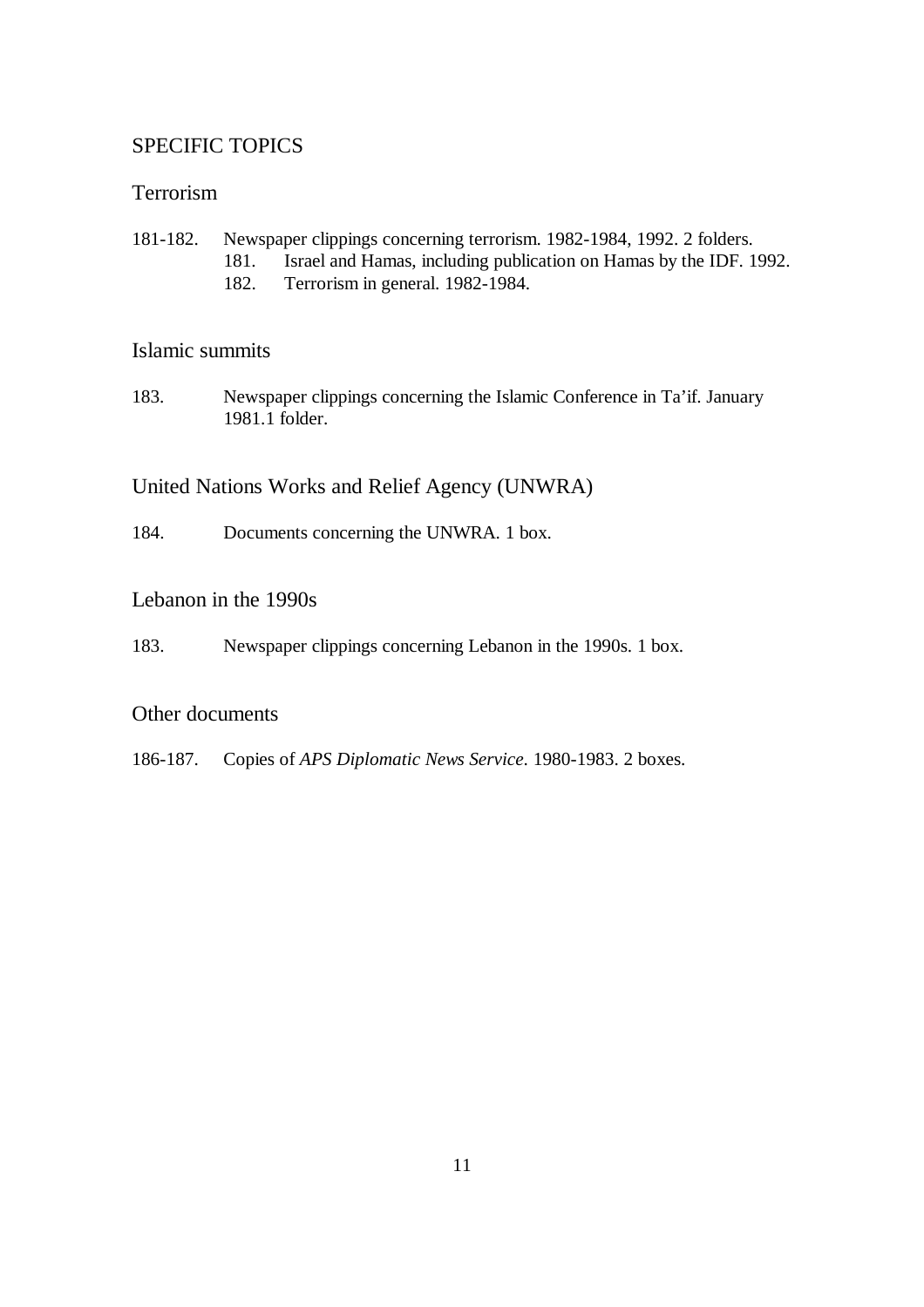## SPECIFIC TOPICS

### Terrorism

181-182. Newspaper clippings concerning terrorism. 1982-1984, 1992. 2 folders.
  181. Israel and Hamas, including publication on Hamas by the IDF. 1992.
  182. Terrorism in general. 1982-1984.

### Islamic summits

183. Newspaper clippings concerning the Islamic Conference in Ta'if. January 1981.1 folder.

### United Nations Works and Relief Agency (UNWRA)

184. Documents concerning the UNWRA. 1 box.

### Lebanon in the 1990s

183. Newspaper clippings concerning Lebanon in the 1990s. 1 box.

### Other documents

186-187. Copies of *APS Diplomatic News Service*. 1980-1983. 2 boxes.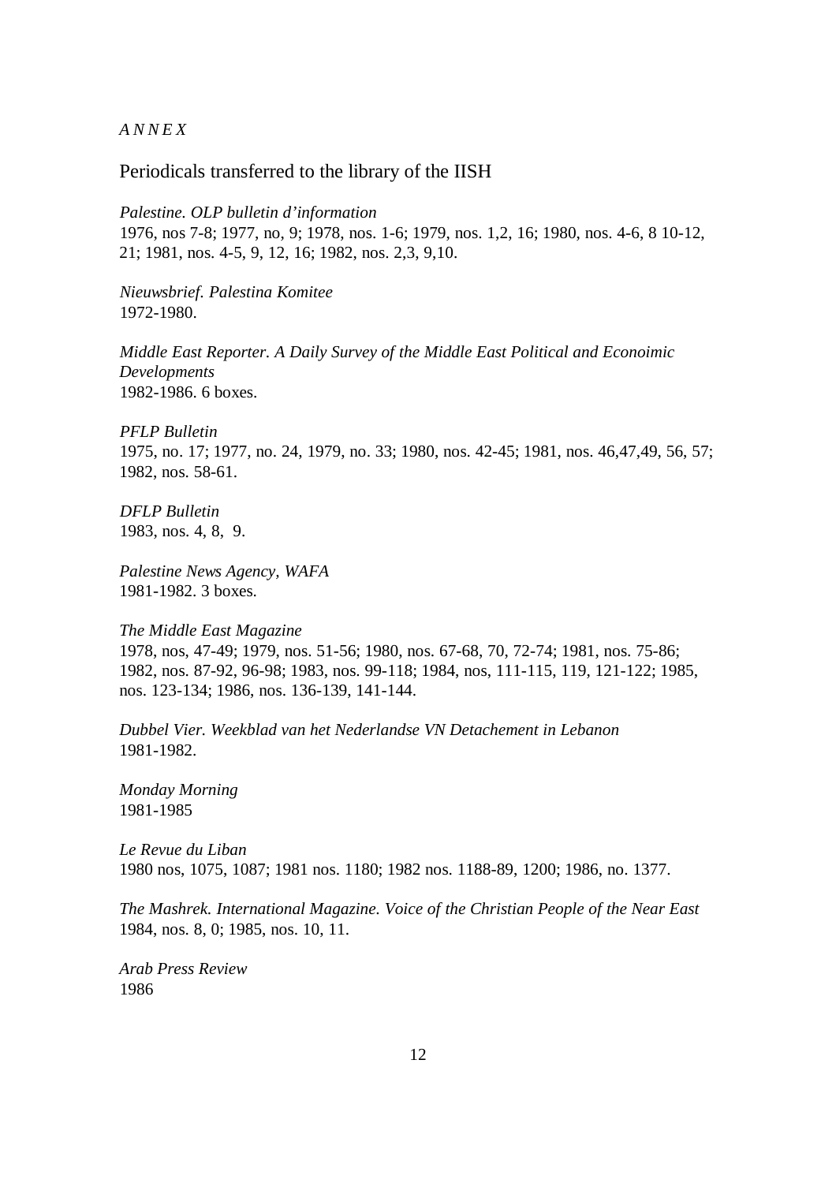*A N N E X*

## Periodicals transferred to the library of the IISH

*Palestine. OLP bulletin d'information*
1976, nos 7-8; 1977, no, 9; 1978, nos. 1-6; 1979, nos. 1,2, 16; 1980, nos. 4-6, 8 10-12, 21; 1981, nos. 4-5, 9, 12, 16; 1982, nos. 2,3, 9,10.

*Nieuwsbrief. Palestina Komitee*
1972-1980.

*Middle East Reporter. A Daily Survey of the Middle East Political and Econoimic Developments*
1982-1986. 6 boxes.

*PFLP Bulletin*
1975, no. 17; 1977, no. 24, 1979, no. 33; 1980, nos. 42-45; 1981, nos. 46,47,49, 56, 57; 1982, nos. 58-61.

*DFLP Bulletin*
1983, nos. 4, 8, 9.

*Palestine News Agency, WAFA*
1981-1982. 3 boxes.

*The Middle East Magazine*
1978, nos, 47-49; 1979, nos. 51-56; 1980, nos. 67-68, 70, 72-74; 1981, nos. 75-86; 1982, nos. 87-92, 96-98; 1983, nos. 99-118; 1984, nos, 111-115, 119, 121-122; 1985, nos. 123-134; 1986, nos. 136-139, 141-144.

*Dubbel Vier. Weekblad van het Nederlandse VN Detachement in Lebanon*
1981-1982.

*Monday Morning*
1981-1985

*Le Revue du Liban*
1980 nos, 1075, 1087; 1981 nos. 1180; 1982 nos. 1188-89, 1200; 1986, no. 1377.

*The Mashrek. International Magazine. Voice of the Christian People of the Near East*
1984, nos. 8, 0; 1985, nos. 10, 11.

*Arab Press Review*
1986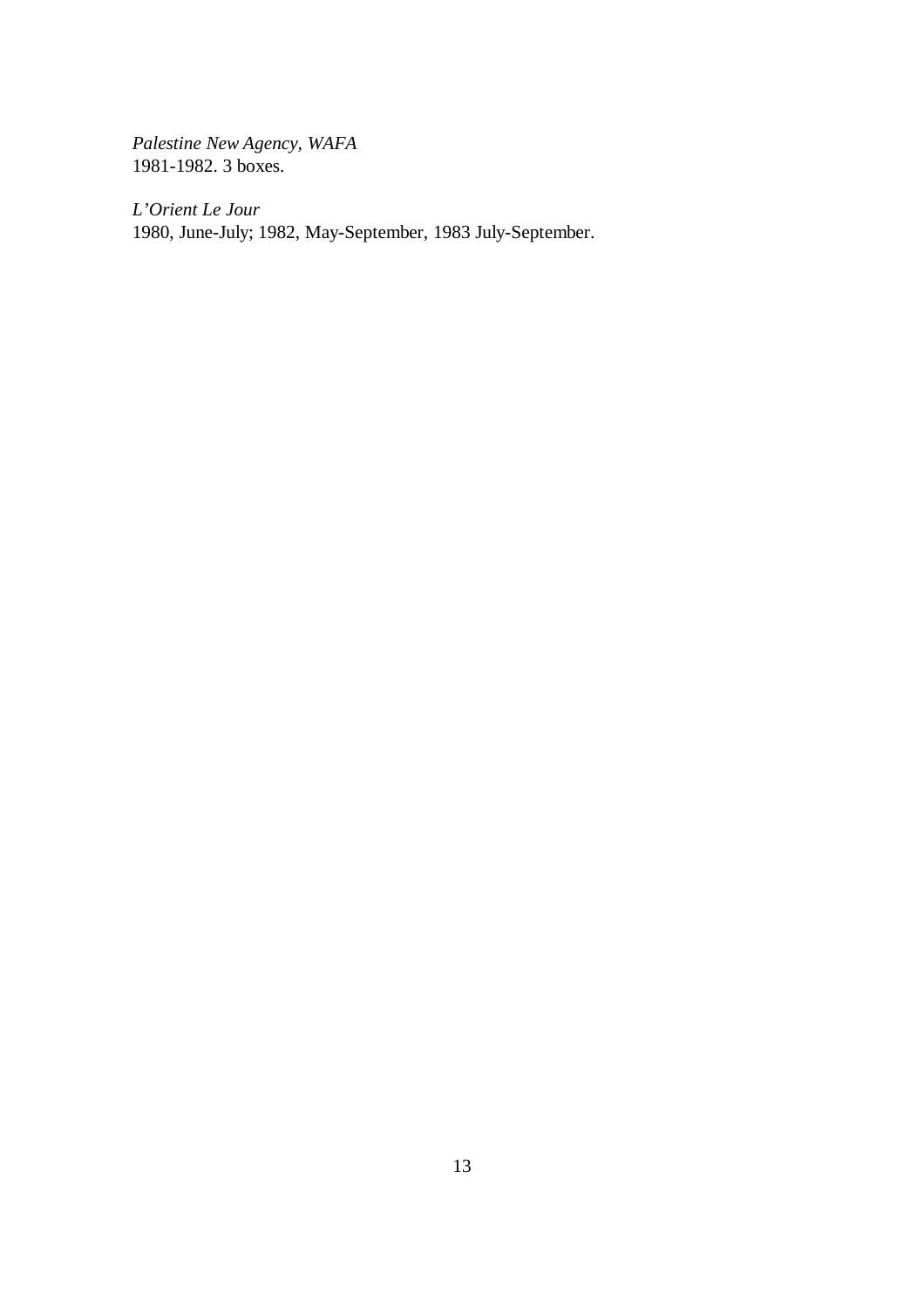*Palestine New Agency, WAFA*
1981-1982. 3 boxes.

*L'Orient Le Jour*
1980, June-July; 1982, May-September, 1983 July-September.